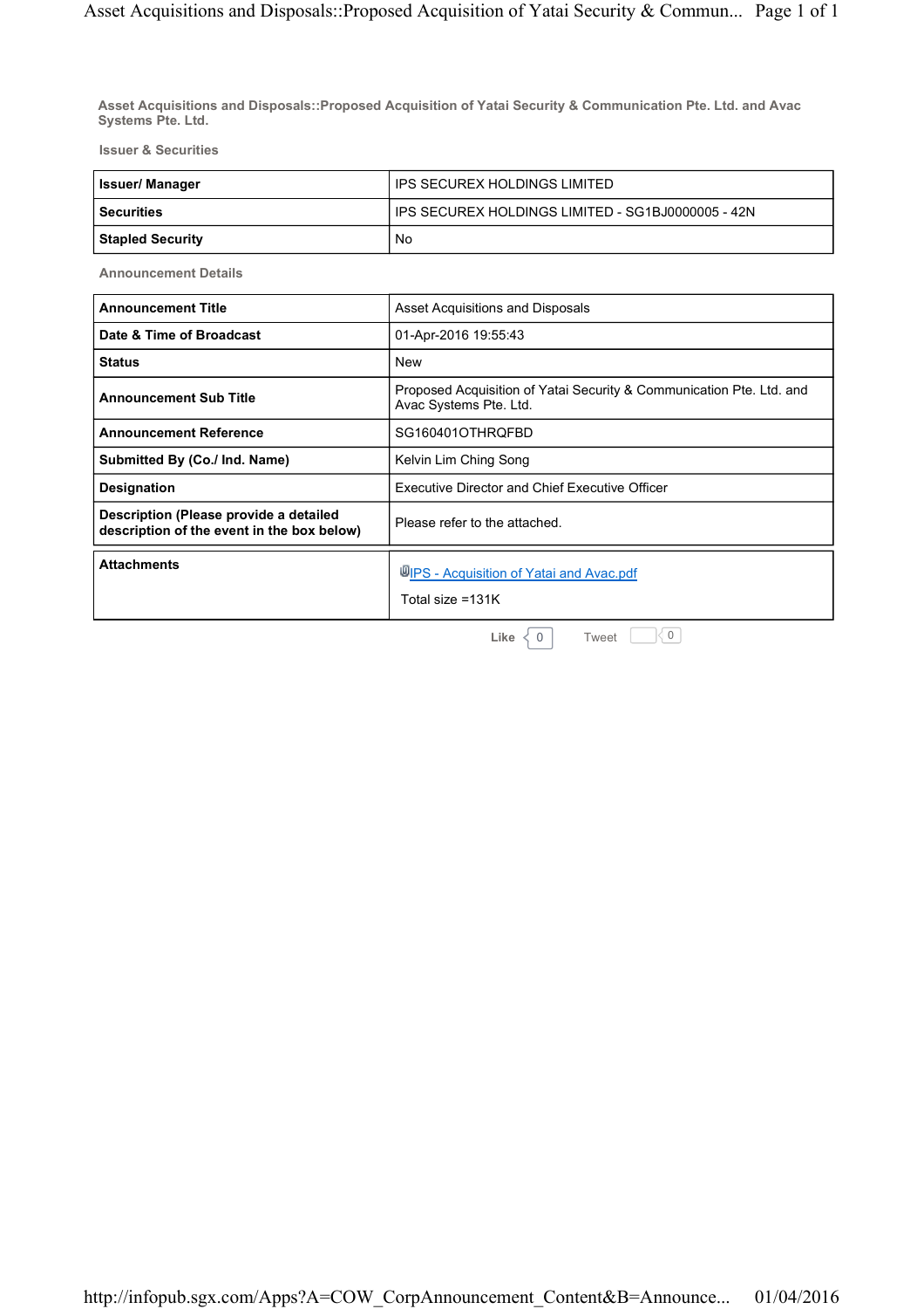# Asset Acquisitions and Disposals::Proposed Acquisition of Yatai Security & Communication Pte. Ltd. and Avac Systems Pte. Ltd.

## Issuer & Securities

| | |
|---|---|
| **Issuer/ Manager** | IPS SECUREX HOLDINGS LIMITED |
| **Securities** | IPS SECUREX HOLDINGS LIMITED - SG1BJ0000005 - 42N |
| **Stapled Security** | No |

## Announcement Details

| | |
|---|---|
| **Announcement Title** | Asset Acquisitions and Disposals |
| **Date & Time of Broadcast** | 01-Apr-2016 19:55:43 |
| **Status** | New |
| **Announcement Sub Title** | Proposed Acquisition of Yatai Security & Communication Pte. Ltd. and Avac Systems Pte. Ltd. |
| **Announcement Reference** | SG160401OTHRQFBD |
| **Submitted By (Co./ Ind. Name)** | Kelvin Lim Ching Song |
| **Designation** | Executive Director and Chief Executive Officer |
| **Description (Please provide a detailed description of the event in the box below)** | Please refer to the attached. |

| | |
|---|---|
| **Attachments** | IPS - Acquisition of Yatai and Avac.pdf<br>Total size =131K |

Like 0 Tweet 0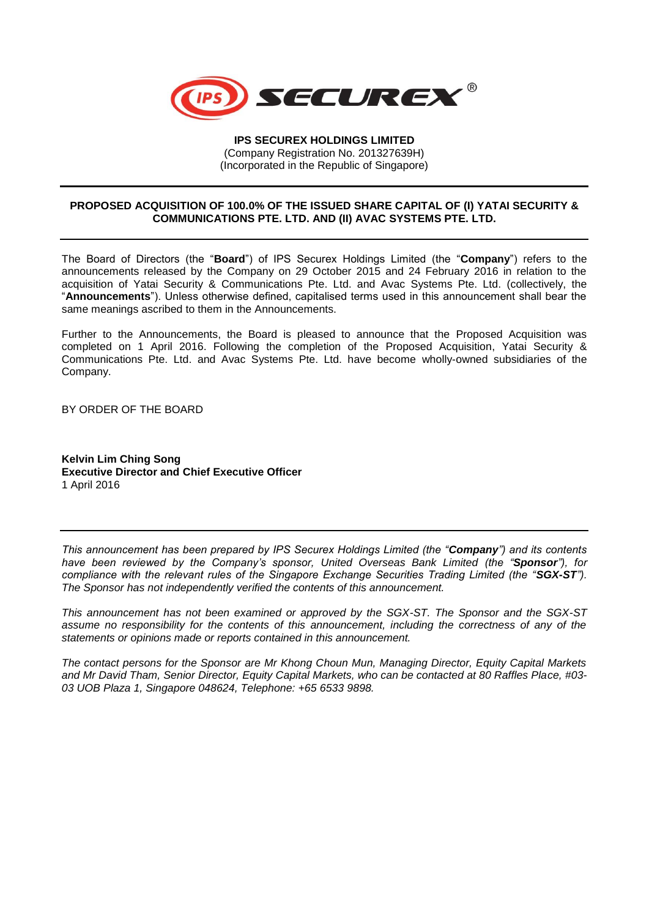**IPS SECUREX HOLDINGS LIMITED**
(Company Registration No. 201327639H)
(Incorporated in the Republic of Singapore)

---

**PROPOSED ACQUISITION OF 100.0% OF THE ISSUED SHARE CAPITAL OF (I) YATAI SECURITY & COMMUNICATIONS PTE. LTD. AND (II) AVAC SYSTEMS PTE. LTD.**

---

The Board of Directors (the "**Board**") of IPS Securex Holdings Limited (the "**Company**") refers to the announcements released by the Company on 29 October 2015 and 24 February 2016 in relation to the acquisition of Yatai Security & Communications Pte. Ltd. and Avac Systems Pte. Ltd. (collectively, the "**Announcements**"). Unless otherwise defined, capitalised terms used in this announcement shall bear the same meanings ascribed to them in the Announcements.

Further to the Announcements, the Board is pleased to announce that the Proposed Acquisition was completed on 1 April 2016. Following the completion of the Proposed Acquisition, Yatai Security & Communications Pte. Ltd. and Avac Systems Pte. Ltd. have become wholly-owned subsidiaries of the Company.

BY ORDER OF THE BOARD

**Kelvin Lim Ching Song**
**Executive Director and Chief Executive Officer**
1 April 2016

---

*This announcement has been prepared by IPS Securex Holdings Limited (the "**Company**") and its contents have been reviewed by the Company's sponsor, United Overseas Bank Limited (the "**Sponsor**"), for compliance with the relevant rules of the Singapore Exchange Securities Trading Limited (the "**SGX-ST**"). The Sponsor has not independently verified the contents of this announcement.*

*This announcement has not been examined or approved by the SGX-ST. The Sponsor and the SGX-ST assume no responsibility for the contents of this announcement, including the correctness of any of the statements or opinions made or reports contained in this announcement.*

*The contact persons for the Sponsor are Mr Khong Choun Mun, Managing Director, Equity Capital Markets and Mr David Tham, Senior Director, Equity Capital Markets, who can be contacted at 80 Raffles Place, #03-03 UOB Plaza 1, Singapore 048624, Telephone: +65 6533 9898.*